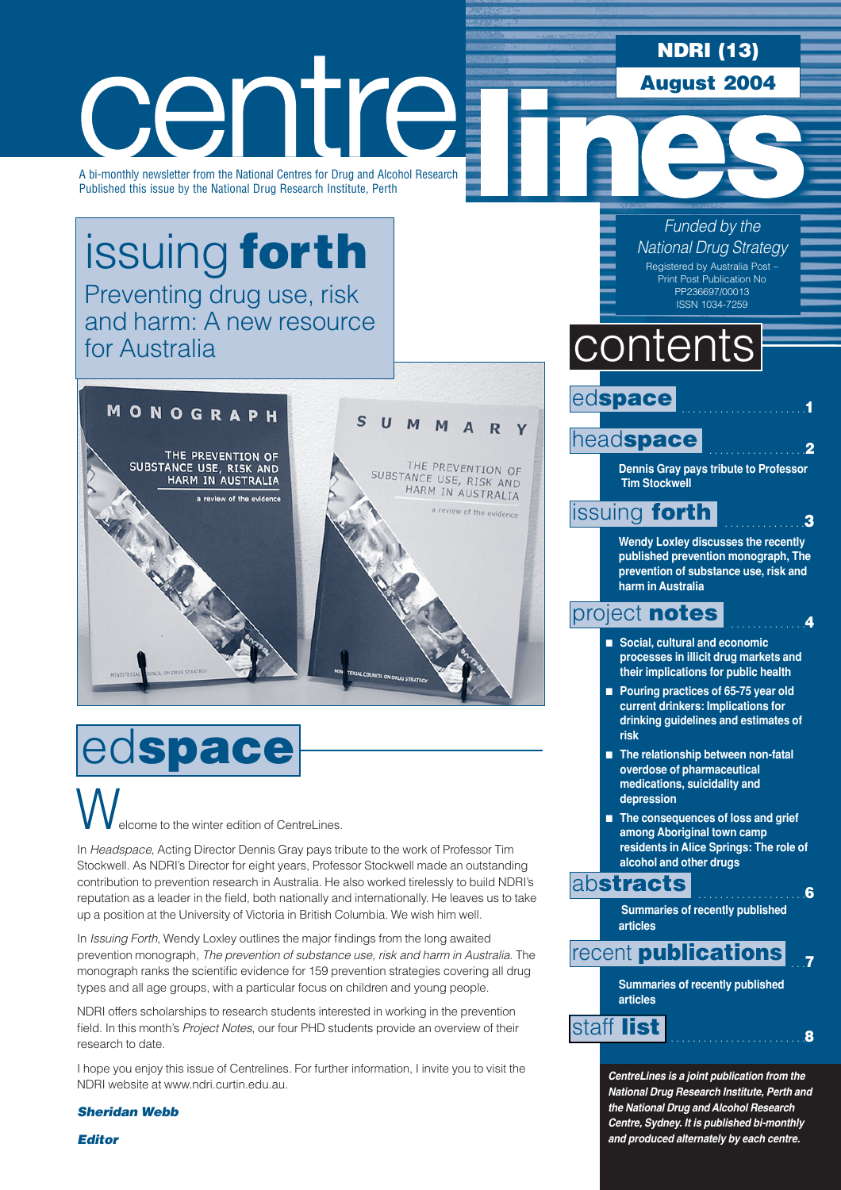# centrelines

**NDRI (13)**

**August 2004**

A bi-monthly newsletter from the National Centres for Drug and Alcohol Research
Published this issue by the National Drug Research Institute, Perth

*Funded by the National Drug Strategy*

Registered by Australia Post – Print Post Publication No PP236697/00013
ISSN 1034-7259

## issuing **forth**

Preventing drug use, risk and harm: A new resource for Australia

## contents

**edspace** .......... 1

**headspace** .......... 2

Dennis Gray pays tribute to Professor Tim Stockwell

**issuing forth** .......... 3

Wendy Loxley discusses the recently published prevention monograph, The prevention of substance use, risk and harm in Australia

**project notes** .......... 4

- Social, cultural and economic processes in illicit drug markets and their implications for public health
- Pouring practices of 65-75 year old current drinkers: Implications for drinking guidelines and estimates of risk
- The relationship between non-fatal overdose of pharmaceutical medications, suicidality and depression
- The consequences of loss and grief among Aboriginal town camp residents in Alice Springs: The role of alcohol and other drugs

**abstracts** .......... 6

Summaries of recently published articles

**recent publications** .......... 7

Summaries of recently published articles

**staff list** .......... 8

*CentreLines is a joint publication from the National Drug Research Institute, Perth and the National Drug and Alcohol Research Centre, Sydney. It is published bi-monthly and produced alternately by each centre.*

## ed**space**

Welcome to the winter edition of CentreLines.

In *Headspace*, Acting Director Dennis Gray pays tribute to the work of Professor Tim Stockwell. As NDRI's Director for eight years, Professor Stockwell made an outstanding contribution to prevention research in Australia. He also worked tirelessly to build NDRI's reputation as a leader in the field, both nationally and internationally. He leaves us to take up a position at the University of Victoria in British Columbia. We wish him well.

In *Issuing Forth*, Wendy Loxley outlines the major findings from the long awaited prevention monograph, *The prevention of substance use, risk and harm in Australia*. The monograph ranks the scientific evidence for 159 prevention strategies covering all drug types and all age groups, with a particular focus on children and young people.

NDRI offers scholarships to research students interested in working in the prevention field. In this month's *Project Notes*, our four PHD students provide an overview of their research to date.

I hope you enjoy this issue of Centrelines. For further information, I invite you to visit the NDRI website at www.ndri.curtin.edu.au.

***Sheridan Webb***

***Editor***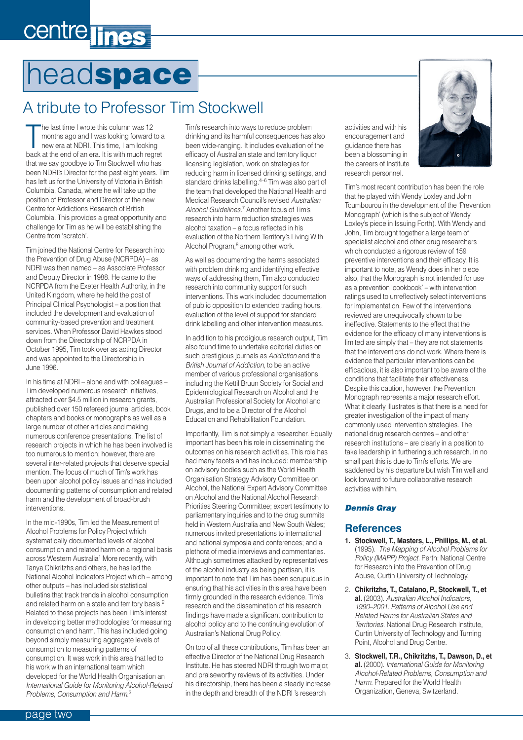# centre lines

# headspace

## A tribute to Professor Tim Stockwell

The last time I wrote this column was 12 months ago and I was looking forward to a new era at NDRI. This time, I am looking back at the end of an era. It is with much regret that we say goodbye to Tim Stockwell who has been NDRI's Director for the past eight years. Tim has left us for the University of Victoria in British Columbia, Canada, where he will take up the position of Professor and Director of the new Centre for Addictions Research of British Columbia. This provides a great opportunity and challenge for Tim as he will be establishing the Centre from 'scratch'.

Tim joined the National Centre for Research into the Prevention of Drug Abuse (NCRPDA) – as NDRI was then named – as Associate Professor and Deputy Director in 1988. He came to the NCRPDA from the Exeter Health Authority, in the United Kingdom, where he held the post of Principal Clinical Psychologist – a position that included the development and evaluation of community-based prevention and treatment services. When Professor David Hawkes stood down from the Directorship of NCRPDA in October 1995, Tim took over as acting Director and was appointed to the Directorship in June 1996.

In his time at NDRI – alone and with colleagues – Tim developed numerous research initiatives, attracted over $4.5 million in research grants, published over 150 refereed journal articles, book chapters and books or monographs as well as a large number of other articles and making numerous conference presentations. The list of research projects in which he has been involved is too numerous to mention; however, there are several inter-related projects that deserve special mention. The focus of much of Tim's work has been upon alcohol policy issues and has included documenting patterns of consumption and related harm and the development of broad-brush interventions.

In the mid-1990s, Tim led the Measurement of Alcohol Problems for Policy Project which systematically documented levels of alcohol consumption and related harm on a regional basis across Western Australia[1] More recently, with Tanya Chikritzhs and others, he has led the National Alcohol Indicators Project – among other outputs – has included six statistical bulletins that track trends in alcohol consumption and related harm on a state and territory basis.[2] Related to these projects has been Tim's interest in developing better methodologies for measuring consumption and harm. This has included going beyond simply measuring aggregate levels of consumption to measuring patterns of consumption. It was work in this area that led to his work with an international team which developed for the World Health Organisation an *International Guide for Monitoring Alcohol-Related Problems, Consumption and Harm*.[3]

Tim's research into ways to reduce problem drinking and its harmful consequences has also been wide-ranging. It includes evaluation of the efficacy of Australian state and territory liquor licensing legislation, work on strategies for reducing harm in licensed drinking settings, and standard drinks labelling.[4–6] Tim was also part of the team that developed the National Health and Medical Research Council's revised *Australian Alcohol Guidelines*.[7] Another focus of Tim's research into harm reduction strategies was alcohol taxation – a focus reflected in his evaluation of the Northern Territory's Living With Alcohol Program,[8] among other work.

As well as documenting the harms associated with problem drinking and identifying effective ways of addressing them, Tim also conducted research into community support for such interventions. This work included documentation of public opposition to extended trading hours, evaluation of the level of support for standard drink labelling and other intervention measures.

In addition to his prodigious research output, Tim also found time to undertake editorial duties on such prestigious journals as *Addiction* and the *British Journal of Addiction*, to be an active member of various professional organisations including the Kettil Bruun Society for Social and Epidemiological Research on Alcohol and the Australian Professional Society for Alcohol and Drugs, and to be a Director of the Alcohol Education and Rehabilitation Foundation.

Importantly, Tim is not simply a researcher. Equally important has been his role in disseminating the outcomes on his research activities. This role has had many facets and has included: membership on advisory bodies such as the World Health Organisation Strategy Advisory Committee on Alcohol, the National Expert Advisory Committee on Alcohol and the National Alcohol Research Priorities Steering Committee; expert testimony to parliamentary inquiries and to the drug summits held in Western Australia and New South Wales; numerous invited presentations to international and national symposia and conferences; and a plethora of media interviews and commentaries. Although sometimes attacked by representatives of the alcohol industry as being partisan, it is important to note that Tim has been scrupulous in ensuring that his activities in this area have been firmly grounded in the research evidence. Tim's research and the dissemination of his research findings have made a significant contribution to alcohol policy and to the continuing evolution of Australian's National Drug Policy.

On top of all these contributions, Tim has been an effective Director of the National Drug Research Institute. He has steered NDRI through two major, and praiseworthy reviews of its activities. Under his directorship, there has been a steady increase in the depth and breadth of the NDRI 's research activities and with his encouragement and guidance there has been a blossoming in the careers of Institute research personnel.

Tim's most recent contribution has been the role that he played with Wendy Loxley and John Toumbourou in the development of the 'Prevention Monograph' (which is the subject of Wendy Loxley's piece in Issuing Forth). With Wendy and John, Tim brought together a large team of specialist alcohol and other drug researchers which conducted a rigorous review of 159 preventive interventions and their efficacy. It is important to note, as Wendy does in her piece also, that the Monograph is not intended for use as a prevention 'cookbook' – with intervention ratings used to unreflectively select interventions for implementation. Few of the interventions reviewed are unequivocally shown to be ineffective. Statements to the effect that the evidence for the efficacy of many interventions is limited are simply that – they are not statements that the interventions do not work. Where there is evidence that particular interventions can be efficacious, it is also important to be aware of the conditions that facilitate their effectiveness. Despite this caution, however, the Prevention Monograph represents a major research effort. What it clearly illustrates is that there is a need for greater investigation of the impact of many commonly used intervention strategies. The national drug research centres – and other research institutions – are clearly in a position to take leadership in furthering such research. In no small part this is due to Tim's efforts. We are saddened by his departure but wish Tim well and look forward to future collaborative research activities with him.

***Dennis Gray***

## References

1. **Stockwell, T., Masters, L., Phillips, M., et al.** (1995). *The Mapping of Alcohol Problems for Policy (MAPP) Project*. Perth: National Centre for Research into the Prevention of Drug Abuse, Curtin University of Technology.
2. **Chikritzhs, T., Catalano, P., Stockwell, T., et al.** (2003). *Australian Alcohol Indicators, 1990–2001: Patterns of Alcohol Use and Related Harms for Australian States and Territories*. National Drug Research Institute, Curtin University of Technology and Turning Point, Alcohol and Drug Centre.
3. **Stockwell, T.R., Chikritzhs, T., Dawson, D., et al.** (2000). *International Guide for Monitoring Alcohol-Related Problems, Consumption and Harm*. Prepared for the World Health Organization, Geneva, Switzerland.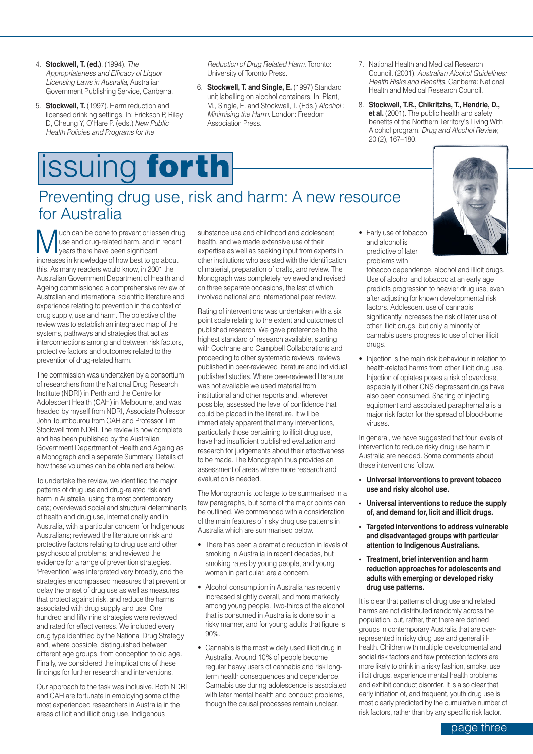4. **Stockwell, T. (ed.)**. (1994). *The Appropriateness and Efficacy of Liquor Licensing Laws in Australia*, Australian Government Publishing Service, Canberra.

5. **Stockwell, T.** (1997). Harm reduction and licensed drinking settings. In: Erickson P, Riley D, Cheung Y, O'Hare P. (eds.) *New Public Health Policies and Programs for the Reduction of Drug Related Harm.* Toronto: University of Toronto Press.

6. **Stockwell, T. and Single, E.** (1997) Standard unit labelling on alcohol containers. In: Plant, M., Single, E. and Stockwell, T. (Eds.) *Alcohol : Minimising the Harm.* London: Freedom Association Press.

7. National Health and Medical Research Council. (2001). *Australian Alcohol Guidelines: Health Risks and Benefits.* Canberra: National Health and Medical Research Council.

8. **Stockwell, T.R., Chikritzhs, T., Hendrie, D., et al.** (2001). The public health and safety benefits of the Northern Territory's Living With Alcohol program. *Drug and Alcohol Review*, 20 (2), 167–180.

# issuing **forth**

## Preventing drug use, risk and harm: A new resource for Australia

Much can be done to prevent or lessen drug use and drug-related harm, and in recent years there have been significant increases in knowledge of how best to go about this. As many readers would know, in 2001 the Australian Government Department of Health and Ageing commissioned a comprehensive review of Australian and international scientific literature and experience relating to prevention in the context of drug supply, use and harm. The objective of the review was to establish an integrated map of the systems, pathways and strategies that act as interconnections among and between risk factors, protective factors and outcomes related to the prevention of drug-related harm.

The commission was undertaken by a consortium of researchers from the National Drug Research Institute (NDRI) in Perth and the Centre for Adolescent Health (CAH) in Melbourne, and was headed by myself from NDRI, Associate Professor John Toumbourou from CAH and Professor Tim Stockwell from NDRI. The review is now complete and has been published by the Australian Government Department of Health and Ageing as a Monograph and a separate Summary. Details of how these volumes can be obtained are below.

To undertake the review, we identified the major patterns of drug use and drug-related risk and harm in Australia, using the most contemporary data; overviewed social and structural determinants of health and drug use, internationally and in Australia, with a particular concern for Indigenous Australians; reviewed the literature on risk and protective factors relating to drug use and other psychosocial problems; and reviewed the evidence for a range of prevention strategies. 'Prevention' was interpreted very broadly, and the strategies encompassed measures that prevent or delay the onset of drug use as well as measures that protect against risk, and reduce the harms associated with drug supply and use. One hundred and fifty nine strategies were reviewed and rated for effectiveness. We included every drug type identified by the National Drug Strategy and, where possible, distinguished between different age groups, from conception to old age. Finally, we considered the implications of these findings for further research and interventions.

Our approach to the task was inclusive. Both NDRI and CAH are fortunate in employing some of the most experienced researchers in Australia in the areas of licit and illicit drug use, Indigenous substance use and childhood and adolescent health, and we made extensive use of their expertise as well as seeking input from experts in other institutions who assisted with the identification of material, preparation of drafts, and review. The Monograph was completely reviewed and revised on three separate occasions, the last of which involved national and international peer review.

Rating of interventions was undertaken with a six point scale relating to the extent and outcomes of published research. We gave preference to the highest standard of research available, starting with Cochrane and Campbell Collaborations and proceeding to other systematic reviews, reviews published in peer-reviewed literature and individual published studies. Where peer-reviewed literature was not available we used material from institutional and other reports and, wherever possible, assessed the level of confidence that could be placed in the literature. It will be immediately apparent that many interventions, particularly those pertaining to illicit drug use, have had insufficient published evaluation and research for judgements about their effectiveness to be made. The Monograph thus provides an assessment of areas where more research and evaluation is needed.

The Monograph is too large to be summarised in a few paragraphs, but some of the major points can be outlined. We commenced with a consideration of the main features of risky drug use patterns in Australia which are summarised below.

- There has been a dramatic reduction in levels of smoking in Australia in recent decades, but smoking rates by young people, and young women in particular, are a concern.
- Alcohol consumption in Australia has recently increased slightly overall, and more markedly among young people. Two-thirds of the alcohol that is consumed in Australia is done so in a risky manner, and for young adults that figure is 90%.
- Cannabis is the most widely used illicit drug in Australia. Around 10% of people become regular heavy users of cannabis and risk long-term health consequences and dependence. Cannabis use during adolescence is associated with later mental health and conduct problems, though the causal processes remain unclear.
- Early use of tobacco and alcohol is predictive of later problems with tobacco dependence, alcohol and illicit drugs. Use of alcohol and tobacco at an early age predicts progression to heavier drug use, even after adjusting for known developmental risk factors. Adolescent use of cannabis significantly increases the risk of later use of other illicit drugs, but only a minority of cannabis users progress to use of other illicit drugs.
- Injection is the main risk behaviour in relation to health-related harms from other illicit drug use. Injection of opiates poses a risk of overdose, especially if other CNS depressant drugs have also been consumed. Sharing of injecting equipment and associated paraphernalia is a major risk factor for the spread of blood-borne viruses.

In general, we have suggested that four levels of intervention to reduce risky drug use harm in Australia are needed. Some comments about these interventions follow.

- **Universal interventions to prevent tobacco use and risky alcohol use.**
- **Universal interventions to reduce the supply of, and demand for, licit and illicit drugs.**
- **Targeted interventions to address vulnerable and disadvantaged groups with particular attention to Indigenous Australians.**
- **Treatment, brief intervention and harm reduction approaches for adolescents and adults with emerging or developed risky drug use patterns.**

It is clear that patterns of drug use and related harms are not distributed randomly across the population, but, rather, that there are defined groups in contemporary Australia that are over-represented in risky drug use and general ill-health. Children with multiple developmental and social risk factors and few protection factors are more likely to drink in a risky fashion, smoke, use illicit drugs, experience mental health problems and exhibit conduct disorder. It is also clear that early initiation of, and frequent, youth drug use is most clearly predicted by the cumulative number of risk factors, rather than by any specific risk factor.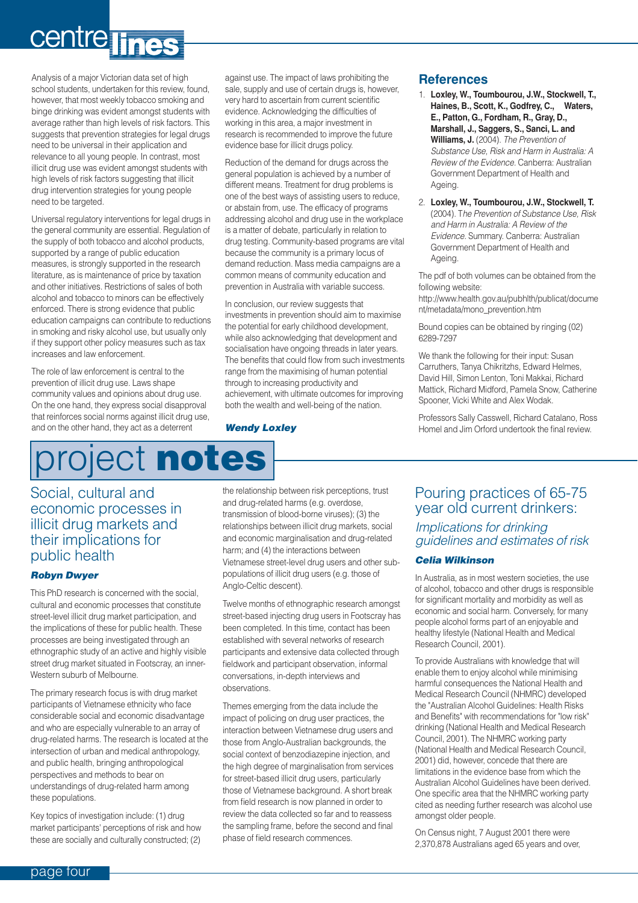Analysis of a major Victorian data set of high school students, undertaken for this review, found, however, that most weekly tobacco smoking and binge drinking was evident amongst students with average rather than high levels of risk factors. This suggests that prevention strategies for legal drugs need to be universal in their application and relevance to all young people. In contrast, most illicit drug use was evident amongst students with high levels of risk factors suggesting that illicit drug intervention strategies for young people need to be targeted.

Universal regulatory interventions for legal drugs in the general community are essential. Regulation of the supply of both tobacco and alcohol products, supported by a range of public education measures, is strongly supported in the research literature, as is maintenance of price by taxation and other initiatives. Restrictions of sales of both alcohol and tobacco to minors can be effectively enforced. There is strong evidence that public education campaigns can contribute to reductions in smoking and risky alcohol use, but usually only if they support other policy measures such as tax increases and law enforcement.

The role of law enforcement is central to the prevention of illicit drug use. Laws shape community values and opinions about drug use. On the one hand, they express social disapproval that reinforces social norms against illicit drug use, and on the other hand, they act as a deterrent against use. The impact of laws prohibiting the sale, supply and use of certain drugs is, however, very hard to ascertain from current scientific evidence. Acknowledging the difficulties of working in this area, a major investment in research is recommended to improve the future evidence base for illicit drugs policy.

Reduction of the demand for drugs across the general population is achieved by a number of different means. Treatment for drug problems is one of the best ways of assisting users to reduce, or abstain from, use. The efficacy of programs addressing alcohol and drug use in the workplace is a matter of debate, particularly in relation to drug testing. Community-based programs are vital because the community is a primary locus of demand reduction. Mass media campaigns are a common means of community education and prevention in Australia with variable success.

In conclusion, our review suggests that investments in prevention should aim to maximise the potential for early childhood development, while also acknowledging that development and socialisation have ongoing threads in later years. The benefits that could flow from such investments range from the maximising of human potential through to increasing productivity and achievement, with ultimate outcomes for improving both the wealth and well-being of the nation.

***Wendy Loxley***

## References

1. **Loxley, W., Toumbourou, J.W., Stockwell, T., Haines, B., Scott, K., Godfrey, C., Waters, E., Patton, G., Fordham, R., Gray, D., Marshall, J., Saggers, S., Sanci, L. and Williams, J.** (2004). *The Prevention of Substance Use, Risk and Harm in Australia: A Review of the Evidence.* Canberra: Australian Government Department of Health and Ageing.
2. **Loxley, W., Toumbourou, J.W., Stockwell, T.** (2004). T*he Prevention of Substance Use, Risk and Harm in Australia: A Review of the Evidence.* Summary. Canberra: Australian Government Department of Health and Ageing.

The pdf of both volumes can be obtained from the following website:
http://www.health.gov.au/pubhlth/publicat/document/metadata/mono_prevention.htm

Bound copies can be obtained by ringing (02) 6289-7297

We thank the following for their input: Susan Carruthers, Tanya Chikritzhs, Edward Helmes, David Hill, Simon Lenton, Toni Makkai, Richard Mattick, Richard Midford, Pamela Snow, Catherine Spooner, Vicki White and Alex Wodak.

Professors Sally Casswell, Richard Catalano, Ross Homel and Jim Orford undertook the final review.

# project **notes**

## Social, cultural and economic processes in illicit drug markets and their implications for public health

***Robyn Dwyer***

This PhD research is concerned with the social, cultural and economic processes that constitute street-level illicit drug market participation, and the implications of these for public health. These processes are being investigated through an ethnographic study of an active and highly visible street drug market situated in Footscray, an inner-Western suburb of Melbourne.

The primary research focus is with drug market participants of Vietnamese ethnicity who face considerable social and economic disadvantage and who are especially vulnerable to an array of drug-related harms. The research is located at the intersection of urban and medical anthropology, and public health, bringing anthropological perspectives and methods to bear on understandings of drug-related harm among these populations.

Key topics of investigation include: (1) drug market participants' perceptions of risk and how these are socially and culturally constructed; (2) the relationship between risk perceptions, trust and drug-related harms (e.g. overdose, transmission of blood-borne viruses); (3) the relationships between illicit drug markets, social and economic marginalisation and drug-related harm; and (4) the interactions between Vietnamese street-level drug users and other sub-populations of illicit drug users (e.g. those of Anglo-Celtic descent).

Twelve months of ethnographic research amongst street-based injecting drug users in Footscray has been completed. In this time, contact has been established with several networks of research participants and extensive data collected through fieldwork and participant observation, informal conversations, in-depth interviews and observations.

Themes emerging from the data include the impact of policing on drug user practices, the interaction between Vietnamese drug users and those from Anglo-Australian backgrounds, the social context of benzodiazepine injection, and the high degree of marginalisation from services for street-based illicit drug users, particularly those of Vietnamese background. A short break from field research is now planned in order to review the data collected so far and to reassess the sampling frame, before the second and final phase of field research commences.

## Pouring practices of 65-75 year old current drinkers:

### *Implications for drinking guidelines and estimates of risk*

***Celia Wilkinson***

In Australia, as in most western societies, the use of alcohol, tobacco and other drugs is responsible for significant mortality and morbidity as well as economic and social harm. Conversely, for many people alcohol forms part of an enjoyable and healthy lifestyle (National Health and Medical Research Council, 2001).

To provide Australians with knowledge that will enable them to enjoy alcohol while minimising harmful consequences the National Health and Medical Research Council (NHMRC) developed the "Australian Alcohol Guidelines: Health Risks and Benefits" with recommendations for "low risk" drinking (National Health and Medical Research Council, 2001). The NHMRC working party (National Health and Medical Research Council, 2001) did, however, concede that there are limitations in the evidence base from which the Australian Alcohol Guidelines have been derived. One specific area that the NHMRC working party cited as needing further research was alcohol use amongst older people.

On Census night, 7 August 2001 there were 2,370,878 Australians aged 65 years and over,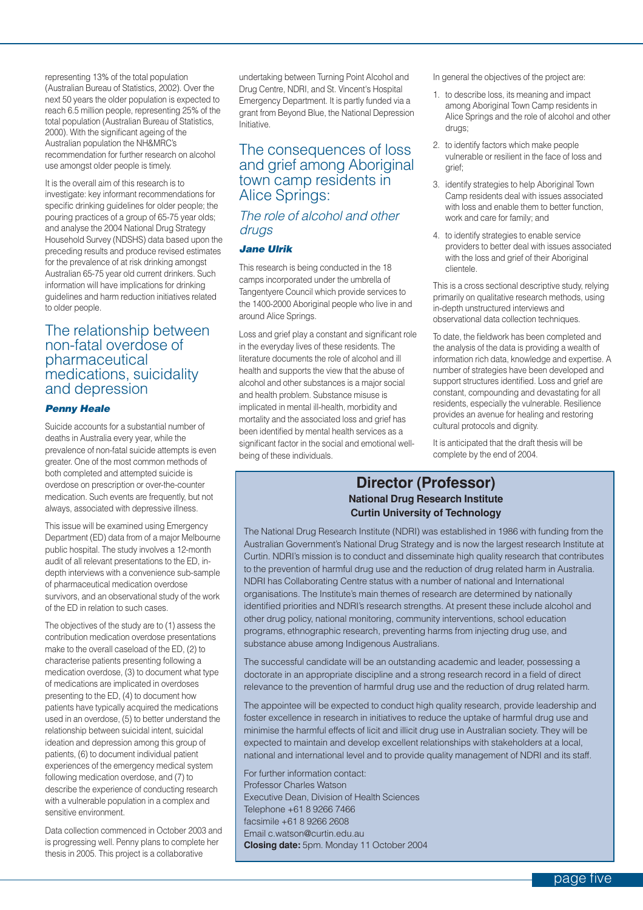representing 13% of the total population (Australian Bureau of Statistics, 2002). Over the next 50 years the older population is expected to reach 6.5 million people, representing 25% of the total population (Australian Bureau of Statistics, 2000). With the significant ageing of the Australian population the NH&MRC's recommendation for further research on alcohol use amongst older people is timely.

It is the overall aim of this research is to investigate: key informant recommendations for specific drinking guidelines for older people; the pouring practices of a group of 65-75 year olds; and analyse the 2004 National Drug Strategy Household Survey (NDSHS) data based upon the preceding results and produce revised estimates for the prevalence of at risk drinking amongst Australian 65-75 year old current drinkers. Such information will have implications for drinking guidelines and harm reduction initiatives related to older people.

## The relationship between non-fatal overdose of pharmaceutical medications, suicidality and depression

***Penny Heale***

Suicide accounts for a substantial number of deaths in Australia every year, while the prevalence of non-fatal suicide attempts is even greater. One of the most common methods of both completed and attempted suicide is overdose on prescription or over-the-counter medication. Such events are frequently, but not always, associated with depressive illness.

This issue will be examined using Emergency Department (ED) data from of a major Melbourne public hospital. The study involves a 12-month audit of all relevant presentations to the ED, in-depth interviews with a convenience sub-sample of pharmaceutical medication overdose survivors, and an observational study of the work of the ED in relation to such cases.

The objectives of the study are to (1) assess the contribution medication overdose presentations make to the overall caseload of the ED, (2) to characterise patients presenting following a medication overdose, (3) to document what type of medications are implicated in overdoses presenting to the ED, (4) to document how patients have typically acquired the medications used in an overdose, (5) to better understand the relationship between suicidal intent, suicidal ideation and depression among this group of patients, (6) to document individual patient experiences of the emergency medical system following medication overdose, and (7) to describe the experience of conducting research with a vulnerable population in a complex and sensitive environment.

Data collection commenced in October 2003 and is progressing well. Penny plans to complete her thesis in 2005. This project is a collaborative undertaking between Turning Point Alcohol and Drug Centre, NDRI, and St. Vincent's Hospital Emergency Department. It is partly funded via a grant from Beyond Blue, the National Depression Initiative.

## The consequences of loss and grief among Aboriginal town camp residents in Alice Springs:

### *The role of alcohol and other drugs*

***Jane Ulrik***

This research is being conducted in the 18 camps incorporated under the umbrella of Tangentyere Council which provide services to the 1400-2000 Aboriginal people who live in and around Alice Springs.

Loss and grief play a constant and significant role in the everyday lives of these residents. The literature documents the role of alcohol and ill health and supports the view that the abuse of alcohol and other substances is a major social and health problem. Substance misuse is implicated in mental ill-health, morbidity and mortality and the associated loss and grief has been identified by mental health services as a significant factor in the social and emotional well-being of these individuals.

In general the objectives of the project are:

1. to describe loss, its meaning and impact among Aboriginal Town Camp residents in Alice Springs and the role of alcohol and other drugs;
2. to identify factors which make people vulnerable or resilient in the face of loss and grief;
3. identify strategies to help Aboriginal Town Camp residents deal with issues associated with loss and enable them to better function, work and care for family; and
4. to identify strategies to enable service providers to better deal with issues associated with the loss and grief of their Aboriginal clientele.

This is a cross sectional descriptive study, relying primarily on qualitative research methods, using in-depth unstructured interviews and observational data collection techniques.

To date, the fieldwork has been completed and the analysis of the data is providing a wealth of information rich data, knowledge and expertise. A number of strategies have been developed and support structures identified. Loss and grief are constant, compounding and devastating for all residents, especially the vulnerable. Resilience provides an avenue for healing and restoring cultural protocols and dignity.

It is anticipated that the draft thesis will be complete by the end of 2004.

## Director (Professor)

**National Drug Research Institute**
**Curtin University of Technology**

The National Drug Research Institute (NDRI) was established in 1986 with funding from the Australian Government's National Drug Strategy and is now the largest research Institute at Curtin. NDRI's mission is to conduct and disseminate high quality research that contributes to the prevention of harmful drug use and the reduction of drug related harm in Australia. NDRI has Collaborating Centre status with a number of national and International organisations. The Institute's main themes of research are determined by nationally identified priorities and NDRI's research strengths. At present these include alcohol and other drug policy, national monitoring, community interventions, school education programs, ethnographic research, preventing harms from injecting drug use, and substance abuse among Indigenous Australians.

The successful candidate will be an outstanding academic and leader, possessing a doctorate in an appropriate discipline and a strong research record in a field of direct relevance to the prevention of harmful drug use and the reduction of drug related harm.

The appointee will be expected to conduct high quality research, provide leadership and foster excellence in research in initiatives to reduce the uptake of harmful drug use and minimise the harmful effects of licit and illicit drug use in Australian society. They will be expected to maintain and develop excellent relationships with stakeholders at a local, national and international level and to provide quality management of NDRI and its staff.

For further information contact:
Professor Charles Watson
Executive Dean, Division of Health Sciences
Telephone +61 8 9266 7466
facsimile +61 8 9266 2608
Email c.watson@curtin.edu.au
**Closing date:** 5pm. Monday 11 October 2004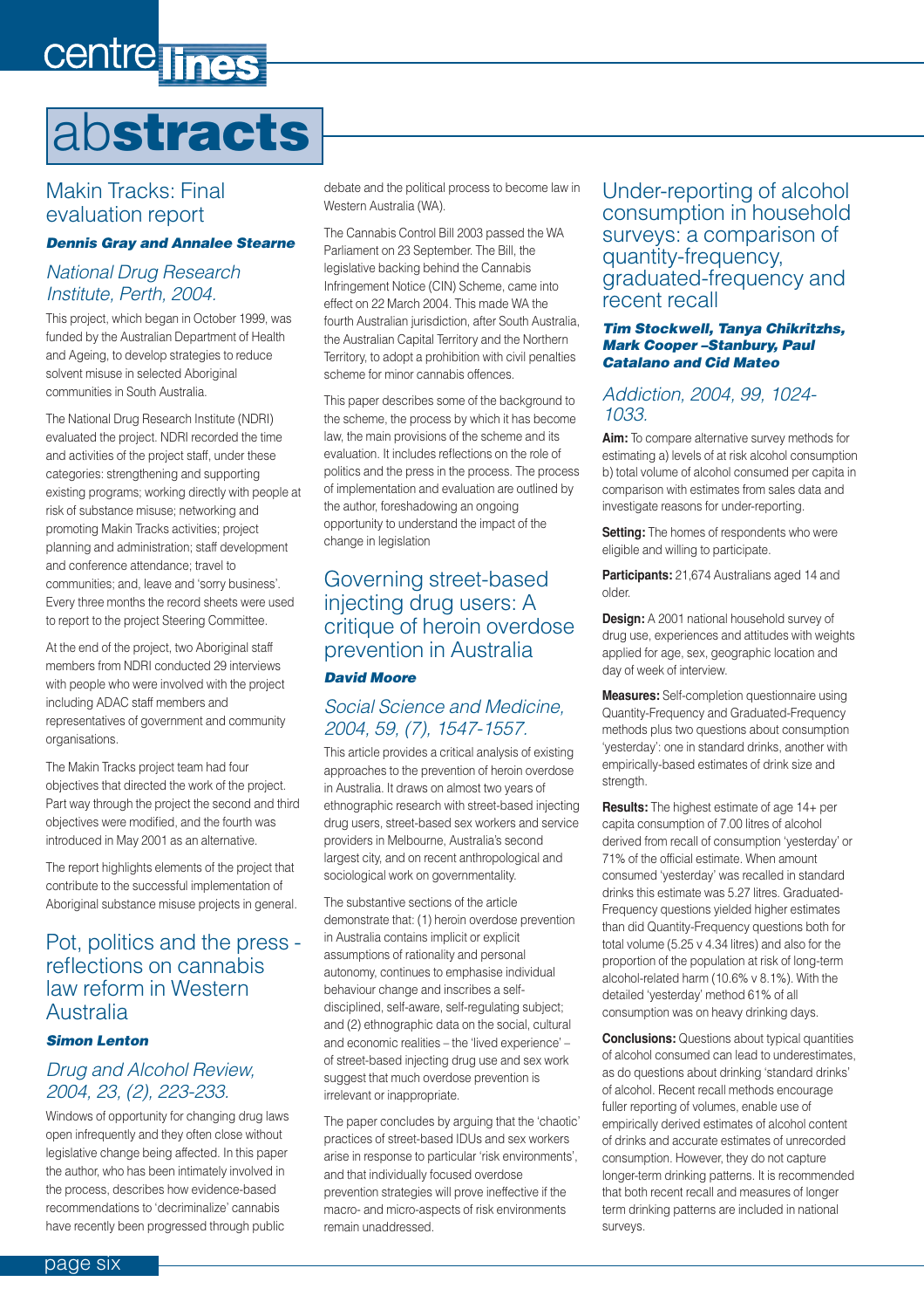# abstracts

## Makin Tracks: Final evaluation report

***Dennis Gray and Annalee Stearne***

*National Drug Research Institute, Perth, 2004.*

This project, which began in October 1999, was funded by the Australian Department of Health and Ageing, to develop strategies to reduce solvent misuse in selected Aboriginal communities in South Australia.

The National Drug Research Institute (NDRI) evaluated the project. NDRI recorded the time and activities of the project staff, under these categories: strengthening and supporting existing programs; working directly with people at risk of substance misuse; networking and promoting Makin Tracks activities; project planning and administration; staff development and conference attendance; travel to communities; and, leave and 'sorry business'. Every three months the record sheets were used to report to the project Steering Committee.

At the end of the project, two Aboriginal staff members from NDRI conducted 29 interviews with people who were involved with the project including ADAC staff members and representatives of government and community organisations.

The Makin Tracks project team had four objectives that directed the work of the project. Part way through the project the second and third objectives were modified, and the fourth was introduced in May 2001 as an alternative.

The report highlights elements of the project that contribute to the successful implementation of Aboriginal substance misuse projects in general.

## Pot, politics and the press - reflections on cannabis law reform in Western Australia

***Simon Lenton***

*Drug and Alcohol Review, 2004, 23, (2), 223-233.*

Windows of opportunity for changing drug laws open infrequently and they often close without legislative change being affected. In this paper the author, who has been intimately involved in the process, describes how evidence-based recommendations to 'decriminalize' cannabis have recently been progressed through public debate and the political process to become law in Western Australia (WA).

The Cannabis Control Bill 2003 passed the WA Parliament on 23 September. The Bill, the legislative backing behind the Cannabis Infringement Notice (CIN) Scheme, came into effect on 22 March 2004. This made WA the fourth Australian jurisdiction, after South Australia, the Australian Capital Territory and the Northern Territory, to adopt a prohibition with civil penalties scheme for minor cannabis offences.

This paper describes some of the background to the scheme, the process by which it has become law, the main provisions of the scheme and its evaluation. It includes reflections on the role of politics and the press in the process. The process of implementation and evaluation are outlined by the author, foreshadowing an ongoing opportunity to understand the impact of the change in legislation

## Governing street-based injecting drug users: A critique of heroin overdose prevention in Australia

***David Moore***

*Social Science and Medicine, 2004, 59, (7), 1547-1557.*

This article provides a critical analysis of existing approaches to the prevention of heroin overdose in Australia. It draws on almost two years of ethnographic research with street-based injecting drug users, street-based sex workers and service providers in Melbourne, Australia's second largest city, and on recent anthropological and sociological work on governmentality.

The substantive sections of the article demonstrate that: (1) heroin overdose prevention in Australia contains implicit or explicit assumptions of rationality and personal autonomy, continues to emphasise individual behaviour change and inscribes a self-disciplined, self-aware, self-regulating subject; and (2) ethnographic data on the social, cultural and economic realities – the 'lived experience' – of street-based injecting drug use and sex work suggest that much overdose prevention is irrelevant or inappropriate.

The paper concludes by arguing that the 'chaotic' practices of street-based IDUs and sex workers arise in response to particular 'risk environments', and that individually focused overdose prevention strategies will prove ineffective if the macro- and micro-aspects of risk environments remain unaddressed.

## Under-reporting of alcohol consumption in household surveys: a comparison of quantity-frequency, graduated-frequency and recent recall

***Tim Stockwell, Tanya Chikritzhs, Mark Cooper –Stanbury, Paul Catalano and Cid Mateo***

*Addiction, 2004, 99, 1024-1033.*

**Aim:** To compare alternative survey methods for estimating a) levels of at risk alcohol consumption b) total volume of alcohol consumed per capita in comparison with estimates from sales data and investigate reasons for under-reporting.

**Setting:** The homes of respondents who were eligible and willing to participate.

**Participants:** 21,674 Australians aged 14 and older.

**Design:** A 2001 national household survey of drug use, experiences and attitudes with weights applied for age, sex, geographic location and day of week of interview.

**Measures:** Self-completion questionnaire using Quantity-Frequency and Graduated-Frequency methods plus two questions about consumption 'yesterday': one in standard drinks, another with empirically-based estimates of drink size and strength.

**Results:** The highest estimate of age 14+ per capita consumption of 7.00 litres of alcohol derived from recall of consumption 'yesterday' or 71% of the official estimate. When amount consumed 'yesterday' was recalled in standard drinks this estimate was 5.27 litres. Graduated-Frequency questions yielded higher estimates than did Quantity-Frequency questions both for total volume (5.25 v 4.34 litres) and also for the proportion of the population at risk of long-term alcohol-related harm (10.6% v 8.1%). With the detailed 'yesterday' method 61% of all consumption was on heavy drinking days.

**Conclusions:** Questions about typical quantities of alcohol consumed can lead to underestimates, as do questions about drinking 'standard drinks' of alcohol. Recent recall methods encourage fuller reporting of volumes, enable use of empirically derived estimates of alcohol content of drinks and accurate estimates of unrecorded consumption. However, they do not capture longer-term drinking patterns. It is recommended that both recent recall and measures of longer term drinking patterns are included in national surveys.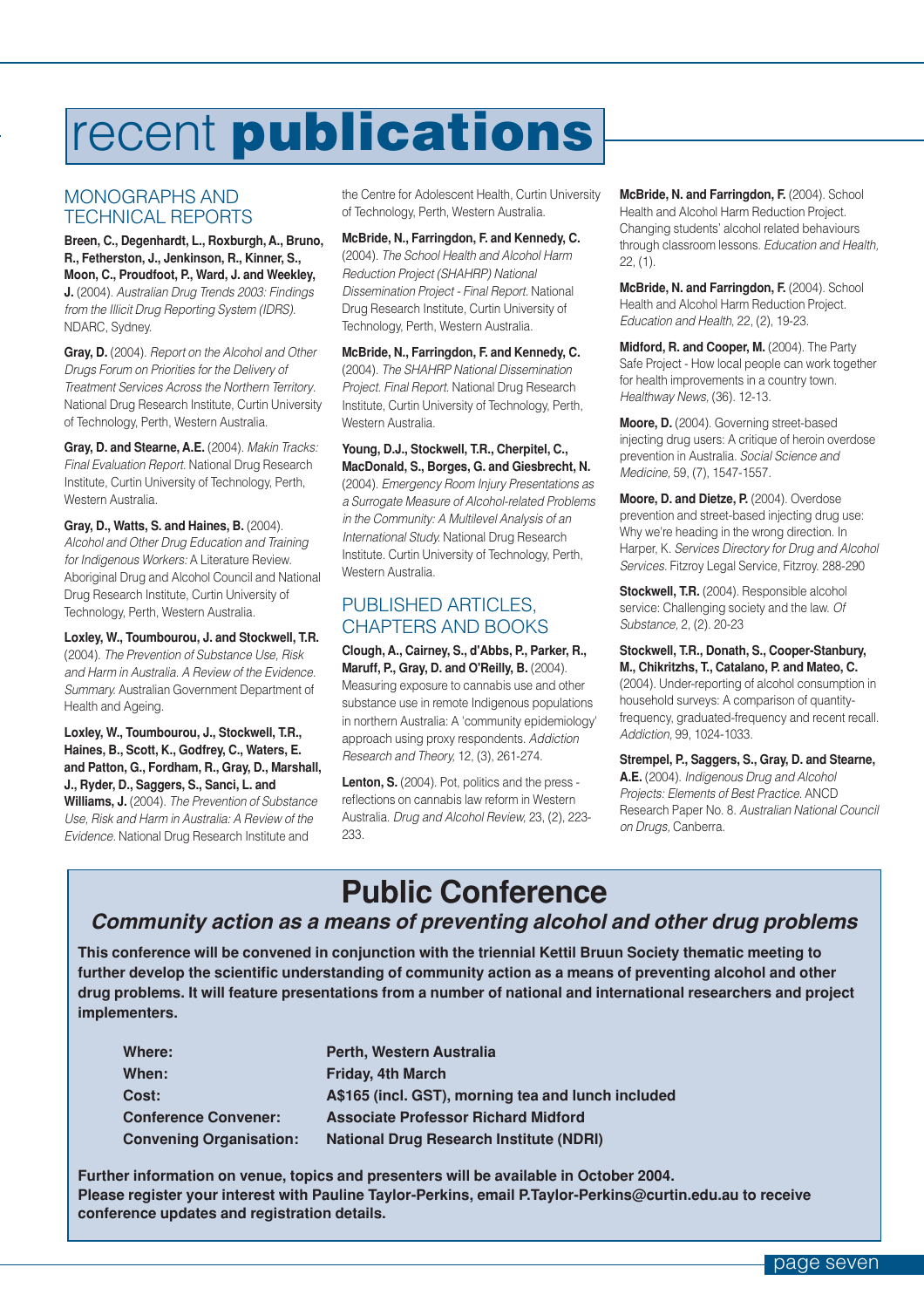# recent **publications**

## MONOGRAPHS AND TECHNICAL REPORTS

**Breen, C., Degenhardt, L., Roxburgh, A., Bruno, R., Fetherston, J., Jenkinson, R., Kinner, S., Moon, C., Proudfoot, P., Ward, J. and Weekley, J.** (2004). *Australian Drug Trends 2003: Findings from the Illicit Drug Reporting System (IDRS).* NDARC, Sydney.

**Gray, D.** (2004). *Report on the Alcohol and Other Drugs Forum on Priorities for the Delivery of Treatment Services Across the Northern Territory.* National Drug Research Institute, Curtin University of Technology, Perth, Western Australia.

**Gray, D. and Stearne, A.E.** (2004). *Makin Tracks: Final Evaluation Report.* National Drug Research Institute, Curtin University of Technology, Perth, Western Australia.

**Gray, D., Watts, S. and Haines, B.** (2004). *Alcohol and Other Drug Education and Training for Indigenous Workers:* A Literature Review. Aboriginal Drug and Alcohol Council and National Drug Research Institute, Curtin University of Technology, Perth, Western Australia.

**Loxley, W., Toumbourou, J. and Stockwell, T.R.** (2004). *The Prevention of Substance Use, Risk and Harm in Australia. A Review of the Evidence. Summary.* Australian Government Department of Health and Ageing.

**Loxley, W., Toumbourou, J., Stockwell, T.R., Haines, B., Scott, K., Godfrey, C., Waters, E. and Patton, G., Fordham, R., Gray, D., Marshall, J., Ryder, D., Saggers, S., Sanci, L. and Williams, J.** (2004). *The Prevention of Substance Use, Risk and Harm in Australia: A Review of the Evidence.* National Drug Research Institute and the Centre for Adolescent Health, Curtin University of Technology, Perth, Western Australia.

**McBride, N., Farringdon, F. and Kennedy, C.** (2004). *The School Health and Alcohol Harm Reduction Project (SHAHRP) National Dissemination Project - Final Report.* National Drug Research Institute, Curtin University of Technology, Perth, Western Australia.

**McBride, N., Farringdon, F. and Kennedy, C.** (2004). *The SHAHRP National Dissemination Project. Final Report.* National Drug Research Institute, Curtin University of Technology, Perth, Western Australia.

**Young, D.J., Stockwell, T.R., Cherpitel, C., MacDonald, S., Borges, G. and Giesbrecht, N.** (2004). *Emergency Room Injury Presentations as a Surrogate Measure of Alcohol-related Problems in the Community: A Multilevel Analysis of an International Study.* National Drug Research Institute. Curtin University of Technology, Perth, Western Australia.

## PUBLISHED ARTICLES, CHAPTERS AND BOOKS

**Clough, A., Cairney, S., d'Abbs, P., Parker, R., Maruff, P., Gray, D. and O'Reilly, B.** (2004). Measuring exposure to cannabis use and other substance use in remote Indigenous populations in northern Australia: A 'community epidemiology' approach using proxy respondents. *Addiction Research and Theory,* 12, (3), 261-274.

**Lenton, S.** (2004). Pot, politics and the press - reflections on cannabis law reform in Western Australia. *Drug and Alcohol Review,* 23, (2), 223-233.

**McBride, N. and Farringdon, F.** (2004). School Health and Alcohol Harm Reduction Project. Changing students' alcohol related behaviours through classroom lessons. *Education and Health,* 22, (1).

**McBride, N. and Farringdon, F.** (2004). School Health and Alcohol Harm Reduction Project. *Education and Health,* 22, (2), 19-23.

**Midford, R. and Cooper, M.** (2004). The Party Safe Project - How local people can work together for health improvements in a country town. *Healthway News,* (36). 12-13.

**Moore, D.** (2004). Governing street-based injecting drug users: A critique of heroin overdose prevention in Australia. *Social Science and Medicine,* 59, (7), 1547-1557.

**Moore, D. and Dietze, P.** (2004). Overdose prevention and street-based injecting drug use: Why we're heading in the wrong direction. In Harper, K. *Services Directory for Drug and Alcohol Services.* Fitzroy Legal Service, Fitzroy. 288-290

**Stockwell, T.R.** (2004). Responsible alcohol service: Challenging society and the law. *Of Substance,* 2, (2). 20-23

**Stockwell, T.R., Donath, S., Cooper-Stanbury, M., Chikritzhs, T., Catalano, P. and Mateo, C.** (2004). Under-reporting of alcohol consumption in household surveys: A comparison of quantity-frequency, graduated-frequency and recent recall. *Addiction,* 99, 1024-1033.

**Strempel, P., Saggers, S., Gray, D. and Stearne, A.E.** (2004). *Indigenous Drug and Alcohol Projects: Elements of Best Practice.* ANCD Research Paper No. 8. *Australian National Council on Drugs,* Canberra.

# Public Conference

## *Community action as a means of preventing alcohol and other drug problems*

**This conference will be convened in conjunction with the triennial Kettil Bruun Society thematic meeting to further develop the scientific understanding of community action as a means of preventing alcohol and other drug problems. It will feature presentations from a number of national and international researchers and project implementers.**

| | |
|---|---|
| **Where:** | **Perth, Western Australia** |
| **When:** | **Friday, 4th March** |
| **Cost:** | **A$165 (incl. GST), morning tea and lunch included** |
| **Conference Convener:** | **Associate Professor Richard Midford** |
| **Convening Organisation:** | **National Drug Research Institute (NDRI)** |

**Further information on venue, topics and presenters will be available in October 2004.**
**Please register your interest with Pauline Taylor-Perkins, email P.Taylor-Perkins@curtin.edu.au to receive conference updates and registration details.**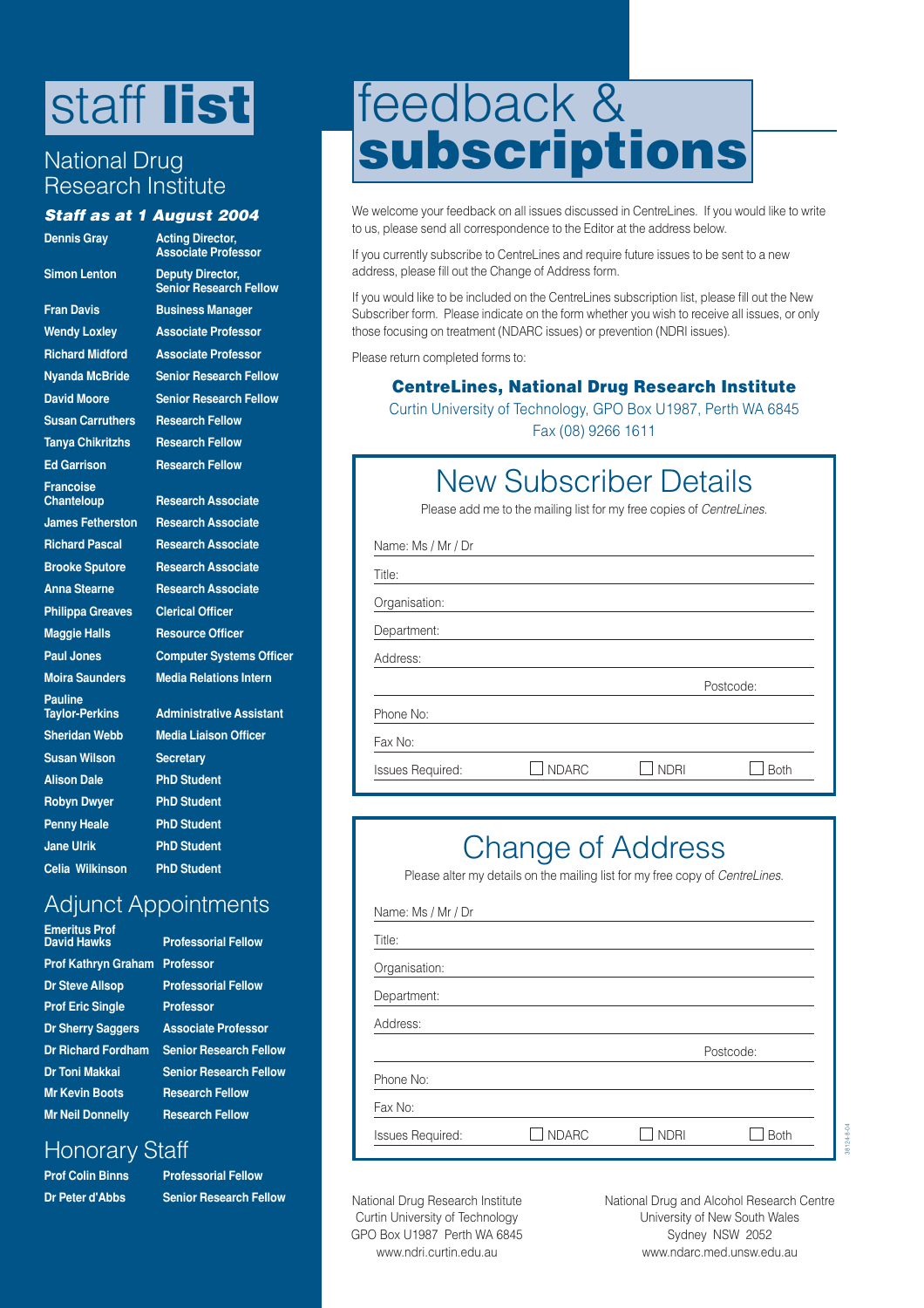# staff list

## National Drug Research Institute

***Staff as at 1 August 2004***

| | |
|---|---|
| Dennis Gray | Acting Director, Associate Professor |
| Simon Lenton | Deputy Director, Senior Research Fellow |
| Fran Davis | Business Manager |
| Wendy Loxley | Associate Professor |
| Richard Midford | Associate Professor |
| Nyanda McBride | Senior Research Fellow |
| David Moore | Senior Research Fellow |
| Susan Carruthers | Research Fellow |
| Tanya Chikritzhs | Research Fellow |
| Ed Garrison | Research Fellow |
| Francoise Chanteloup | Research Associate |
| James Fetherston | Research Associate |
| Richard Pascal | Research Associate |
| Brooke Sputore | Research Associate |
| Anna Stearne | Research Associate |
| Philippa Greaves | Clerical Officer |
| Maggie Halls | Resource Officer |
| Paul Jones | Computer Systems Officer |
| Moira Saunders | Media Relations Intern |
| Pauline Taylor-Perkins | Administrative Assistant |
| Sheridan Webb | Media Liaison Officer |
| Susan Wilson | Secretary |
| Alison Dale | PhD Student |
| Robyn Dwyer | PhD Student |
| Penny Heale | PhD Student |
| Jane Ulrik | PhD Student |
| Celia Wilkinson | PhD Student |

## Adjunct Appointments

| | |
|---|---|
| Emeritus Prof David Hawks | Professorial Fellow |
| Prof Kathryn Graham | Professor |
| Dr Steve Allsop | Professorial Fellow |
| Prof Eric Single | Professor |
| Dr Sherry Saggers | Associate Professor |
| Dr Richard Fordham | Senior Research Fellow |
| Dr Toni Makkai | Senior Research Fellow |
| Mr Kevin Boots | Research Fellow |
| Mr Neil Donnelly | Research Fellow |

## Honorary Staff

| | |
|---|---|
| Prof Colin Binns | Professorial Fellow |
| Dr Peter d'Abbs | Senior Research Fellow |

# feedback & subscriptions

We welcome your feedback on all issues discussed in CentreLines. If you would like to write to us, please send all correspondence to the Editor at the address below.

If you currently subscribe to CentreLines and require future issues to be sent to a new address, please fill out the Change of Address form.

If you would like to be included on the CentreLines subscription list, please fill out the New Subscriber form. Please indicate on the form whether you wish to receive all issues, or only those focusing on treatment (NDARC issues) or prevention (NDRI issues).

Please return completed forms to:

**CentreLines, National Drug Research Institute**
Curtin University of Technology, GPO Box U1987, Perth WA 6845
Fax (08) 9266 1611

## New Subscriber Details

Please add me to the mailing list for my free copies of *CentreLines*.

Name: Ms / Mr / Dr

Title:

Organisation:

Department:

Address:

Postcode:

Phone No:

Fax No:

Issues Required: ☐ NDARC ☐ NDRI ☐ Both

## Change of Address

Please alter my details on the mailing list for my free copy of *CentreLines*.

Name: Ms / Mr / Dr

Title:

Organisation:

Department:

Address:

Postcode:

Phone No:

Fax No:

Issues Required: ☐ NDARC ☐ NDRI ☐ Both

National Drug Research Institute
Curtin University of Technology
GPO Box U1987 Perth WA 6845
www.ndri.curtin.edu.au

National Drug and Alcohol Research Centre
University of New South Wales
Sydney NSW 2052
www.ndarc.med.unsw.edu.au

38124-8-04